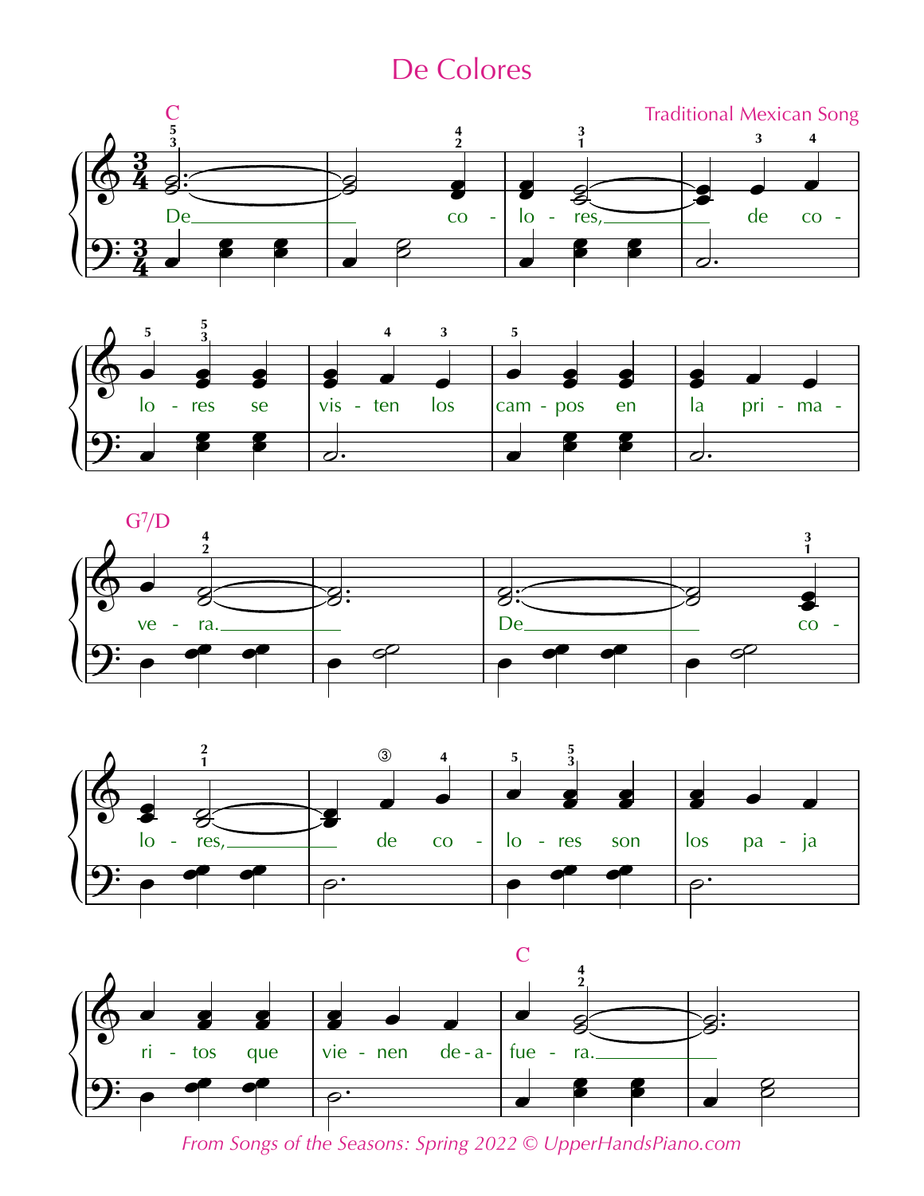# De Colores

Traditional Mexican Song

C

De co - lo - res, de co - lo - res se vis - ten los cam - pos en la pri - ma -

G7/D

ve - ra. De co - lo - res, de co - lo - res son los pa - ja

ri - tos que vie - nen de - a - fue - ra.

C

*From Songs of the Seasons: Spring 2022 © UpperHandsPiano.com*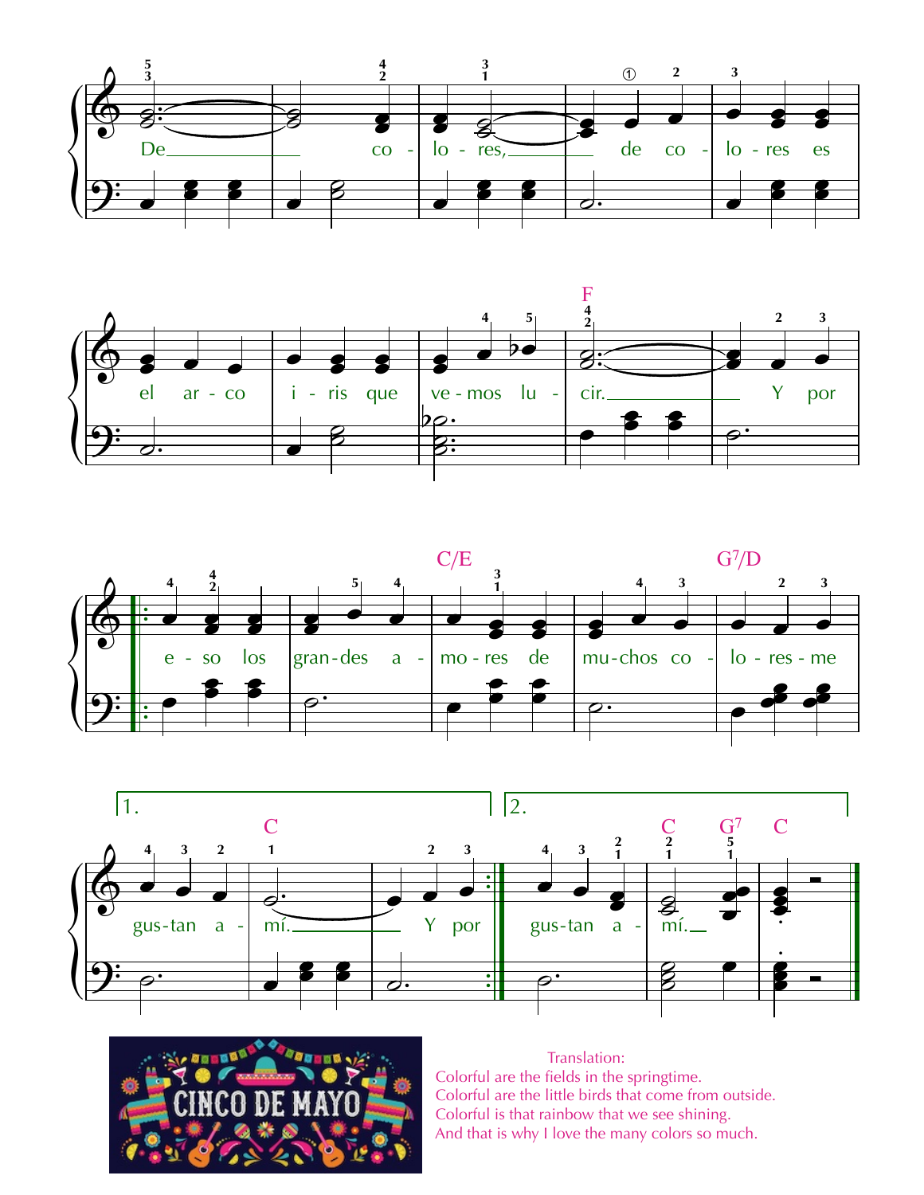De colores, de colores es el arco iris que vemos lucir. Y por eso los grandes amores de muchos colores me gustan a mí. Y por gustan a mí.

Translation:
Colorful are the fields in the springtime.
Colorful are the little birds that come from outside.
Colorful is that rainbow that we see shining.
And that is why I love the many colors so much.